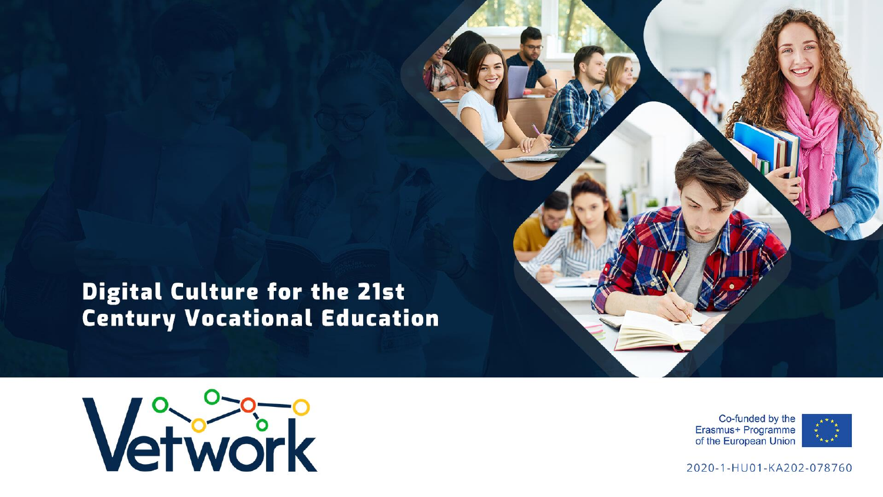# Digital Culture for the 21st Century Vocational Education

Vetwork

Co-funded by the Erasmus+ Programme of the European Union

2020-1-HU01-KA202-078760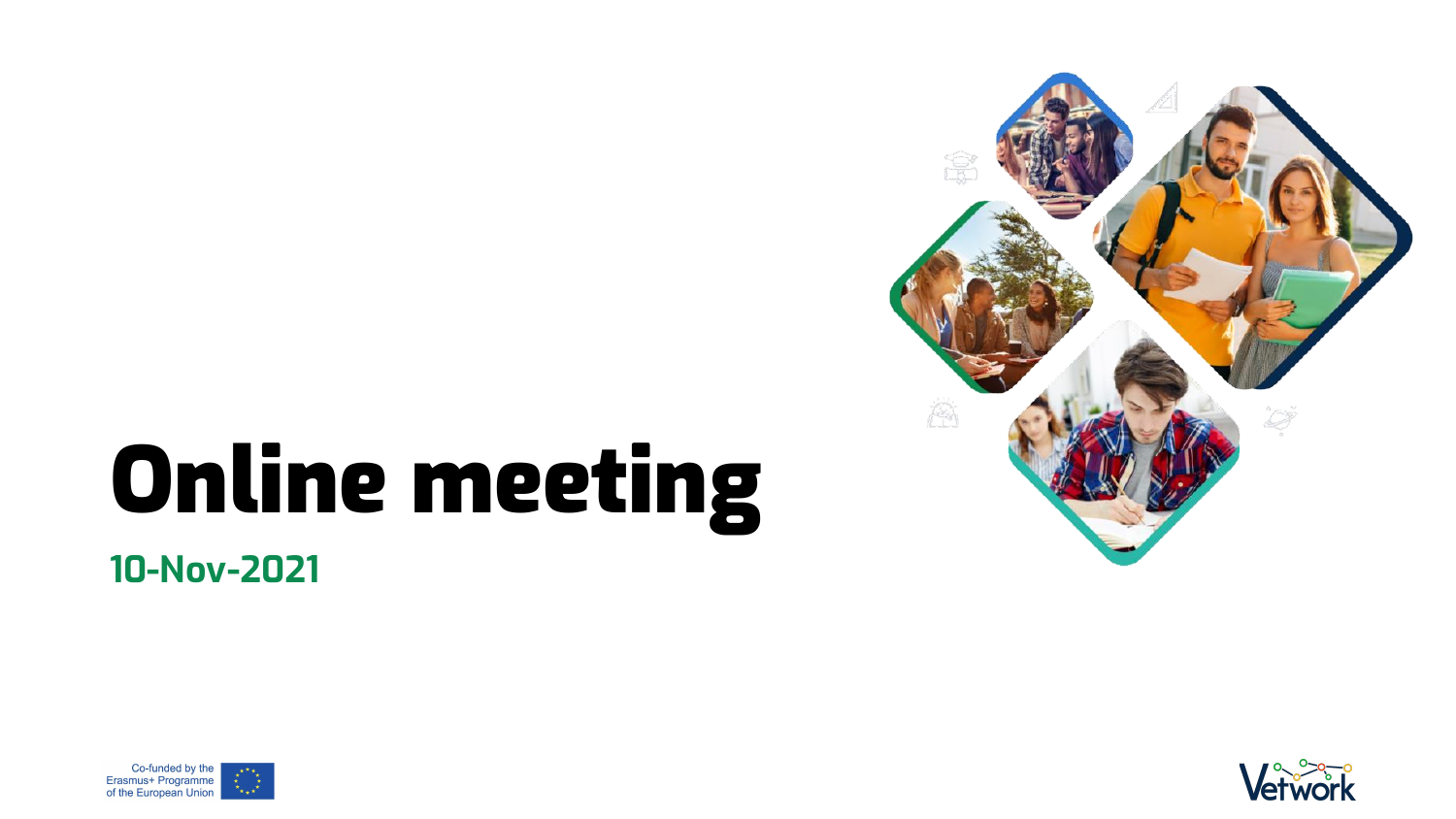# Online meeting

**10-Nov-2021**

Co-funded by the Erasmus+ Programme of the European Union

Vetwork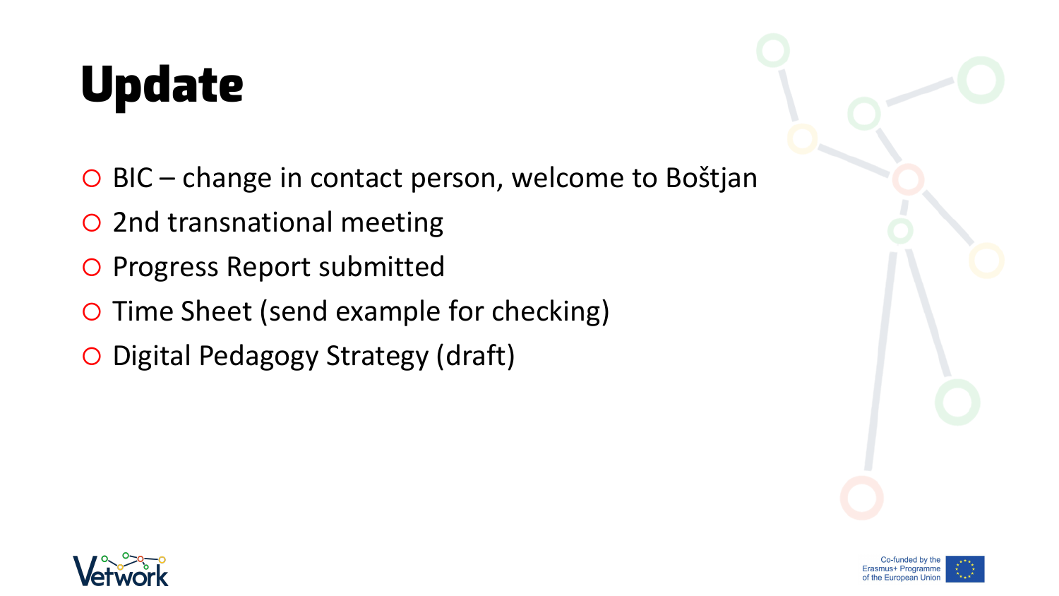# Update

- BIC – change in contact person, welcome to Boštjan
- 2nd transnational meeting
- Progress Report submitted
- Time Sheet (send example for checking)
- Digital Pedagogy Strategy (draft)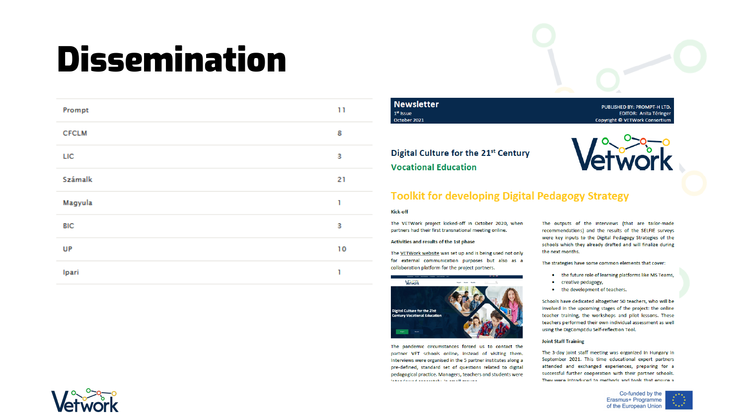# Dissemination

| | |
|---|---|
| Prompt | 11 |
| CFCLM | 8 |
| LIC | 3 |
| Számalk | 21 |
| Magyula | 1 |
| BIC | 3 |
| UP | 10 |
| Ipari | 1 |

**Newsletter**
1st Issue
October 2021

PUBLISHED BY: PROMPT-H LTD.
EDITOR: Anita Téringer
Copyright © VETWork Consortium

Digital Culture for the 21st Century
Vocational Education

Vetwork

## Toolkit for developing Digital Pedagogy Strategy

**Kick-off**

The VETWork project kicked-off in October 2020, when partners had their first transnational meeting online.

**Activities and results of the 1st phase**

The VETWork website was set up and is being used not only for external communication purposes but also as a collaboration platform for the project partners.

The pandemic circumstances forced us to contact the partner VET schools online, instead of visiting them. Interviews were organised in the 5 partner institutes along a pre-defined, standard set of questions related to digital pedagogical practice. Managers, teachers and students were interviewed separately, in small groups.

The outputs of the interviews (that are tailor-made recommendations) and the results of the SELFIE surveys were key inputs to the Digital Pedagogy Strategies of the schools which they already drafted and will finalize during the next months.

The strategies have some common elements that cover:

- the future role of learning platforms like MS Teams,
- creative pedagogy,
- the development of teachers.

Schools have dedicated altogether 50 teachers, who will be involved in the upcoming stages of the project: the online teacher training, the workshops and pilot lessons. These teachers performed their own individual assessment as well using the DigCompEdu Self-reflection Tool.

**Joint Staff Training**

The 3-day joint staff meeting was organized in Hungary in September 2021. This time educational expert partners attended and exchanged experiences, preparing for a successful further cooperation with their partner schools. They were introduced to methods and tools that ensure a

Co-funded by the Erasmus+ Programme of the European Union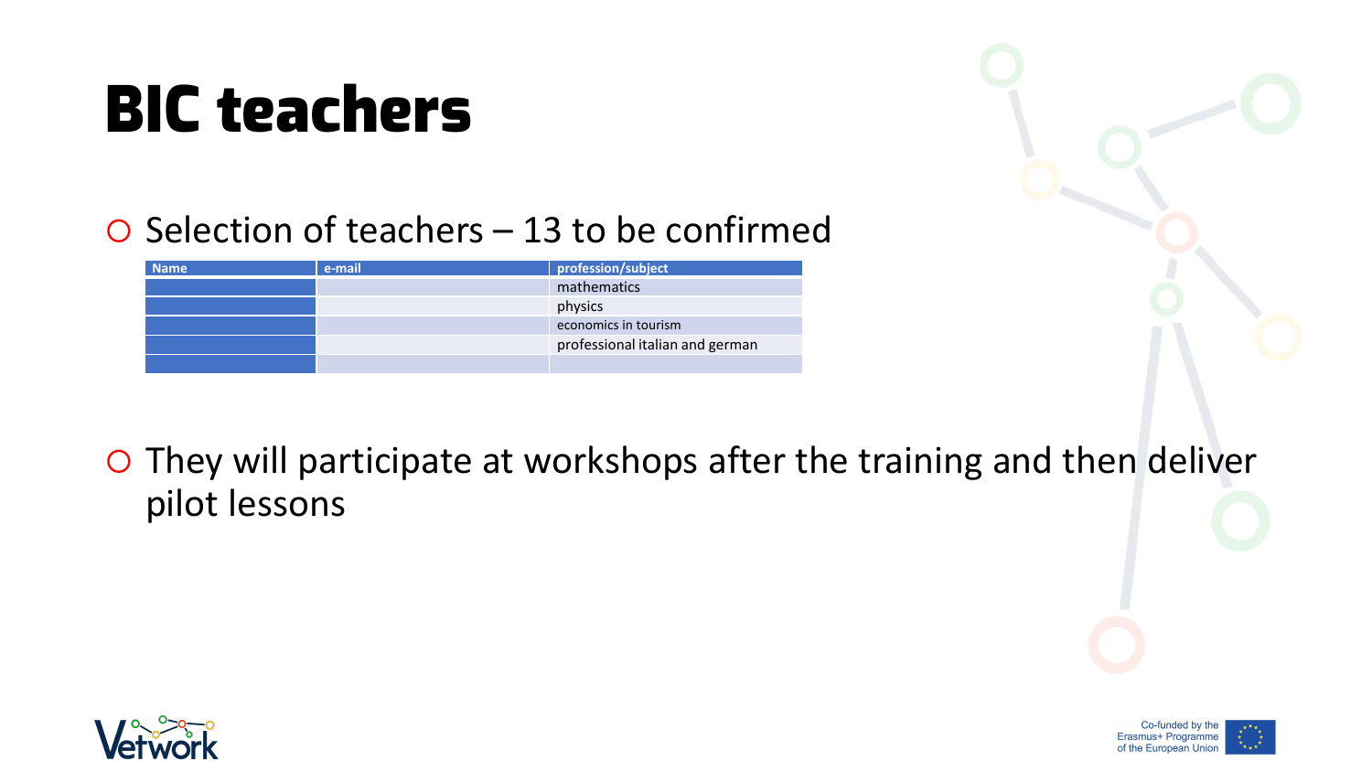# BIC teachers

- Selection of teachers – 13 to be confirmed

| Name | e-mail | profession/subject |
| --- | --- | --- |
| | | mathematics |
| | | physics |
| | | economics in tourism |
| | | professional italian and german |
| | | |

- They will participate at workshops after the training and then deliver pilot lessons

Co-funded by the Erasmus+ Programme of the European Union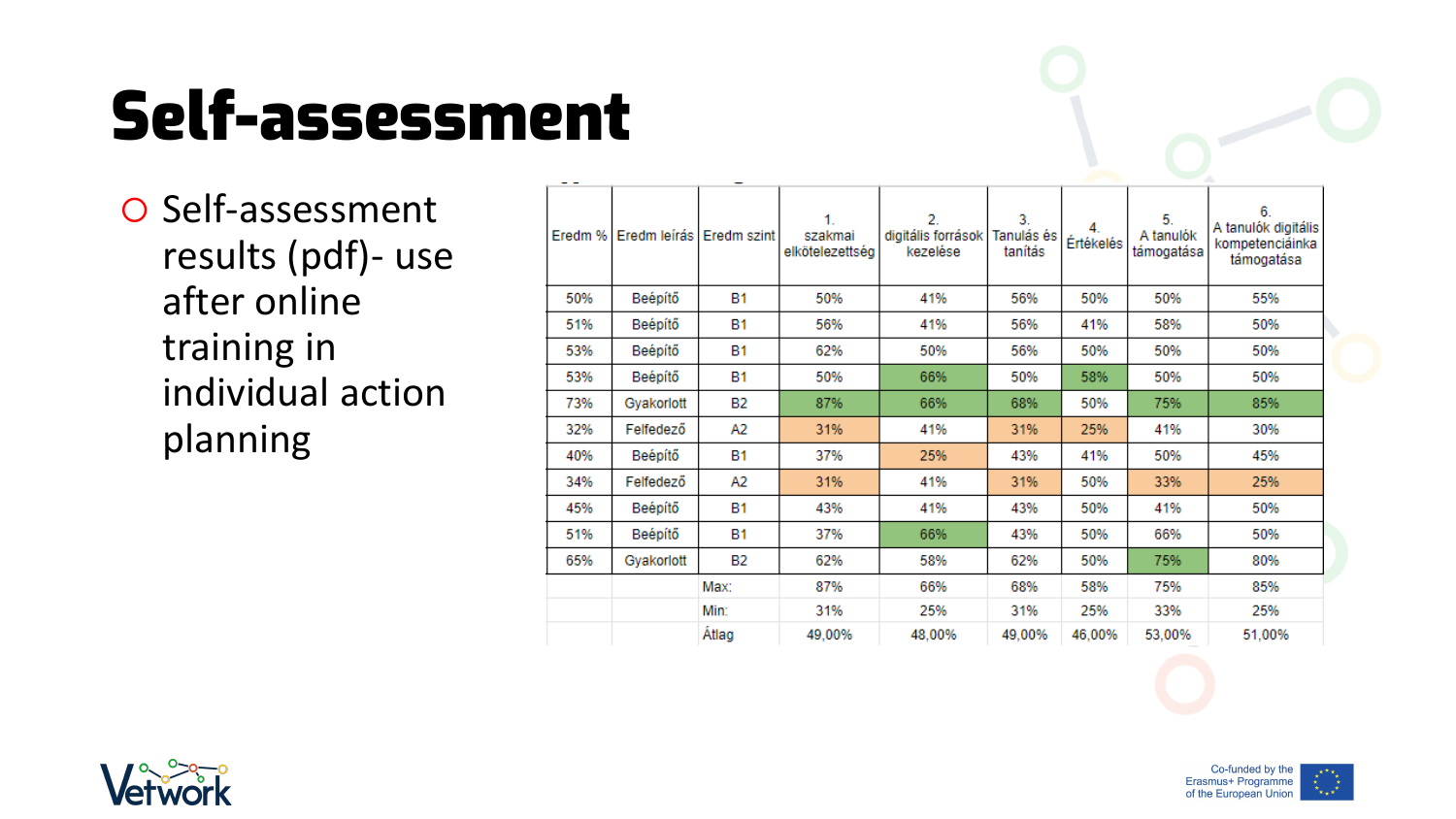# Self-assessment

- Self-assessment results (pdf)- use after online training in individual action planning

| Eredm % | Eredm leírás | Eredm szint | 1. szakmai elkötelezettség | 2. digitális források kezelése | 3. Tanulás és tanítás | 4. Értékelés | 5. A tanulók támogatása | 6. A tanulók digitális kompetenciáinka támogatása |
|---|---|---|---|---|---|---|---|---|
| 50% | Beépítő | B1 | 50% | 41% | 56% | 50% | 50% | 55% |
| 51% | Beépítő | B1 | 56% | 41% | 56% | 41% | 58% | 50% |
| 53% | Beépítő | B1 | 62% | 50% | 56% | 50% | 50% | 50% |
| 53% | Beépítő | B1 | 50% | 66% | 50% | 58% | 50% | 50% |
| 73% | Gyakorlott | B2 | 87% | 66% | 68% | 50% | 75% | 85% |
| 32% | Felfedező | A2 | 31% | 41% | 31% | 25% | 41% | 30% |
| 40% | Beépítő | B1 | 37% | 25% | 43% | 41% | 50% | 45% |
| 34% | Felfedező | A2 | 31% | 41% | 31% | 50% | 33% | 25% |
| 45% | Beépítő | B1 | 43% | 41% | 43% | 50% | 41% | 50% |
| 51% | Beépítő | B1 | 37% | 66% | 43% | 50% | 66% | 50% |
| 65% | Gyakorlott | B2 | 62% | 58% | 62% | 50% | 75% | 80% |
| | | Max: | 87% | 66% | 68% | 58% | 75% | 85% |
| | | Min: | 31% | 25% | 31% | 25% | 33% | 25% |
| | | Átlag | 49,00% | 48,00% | 49,00% | 46,00% | 53,00% | 51,00% |

Co-funded by the Erasmus+ Programme of the European Union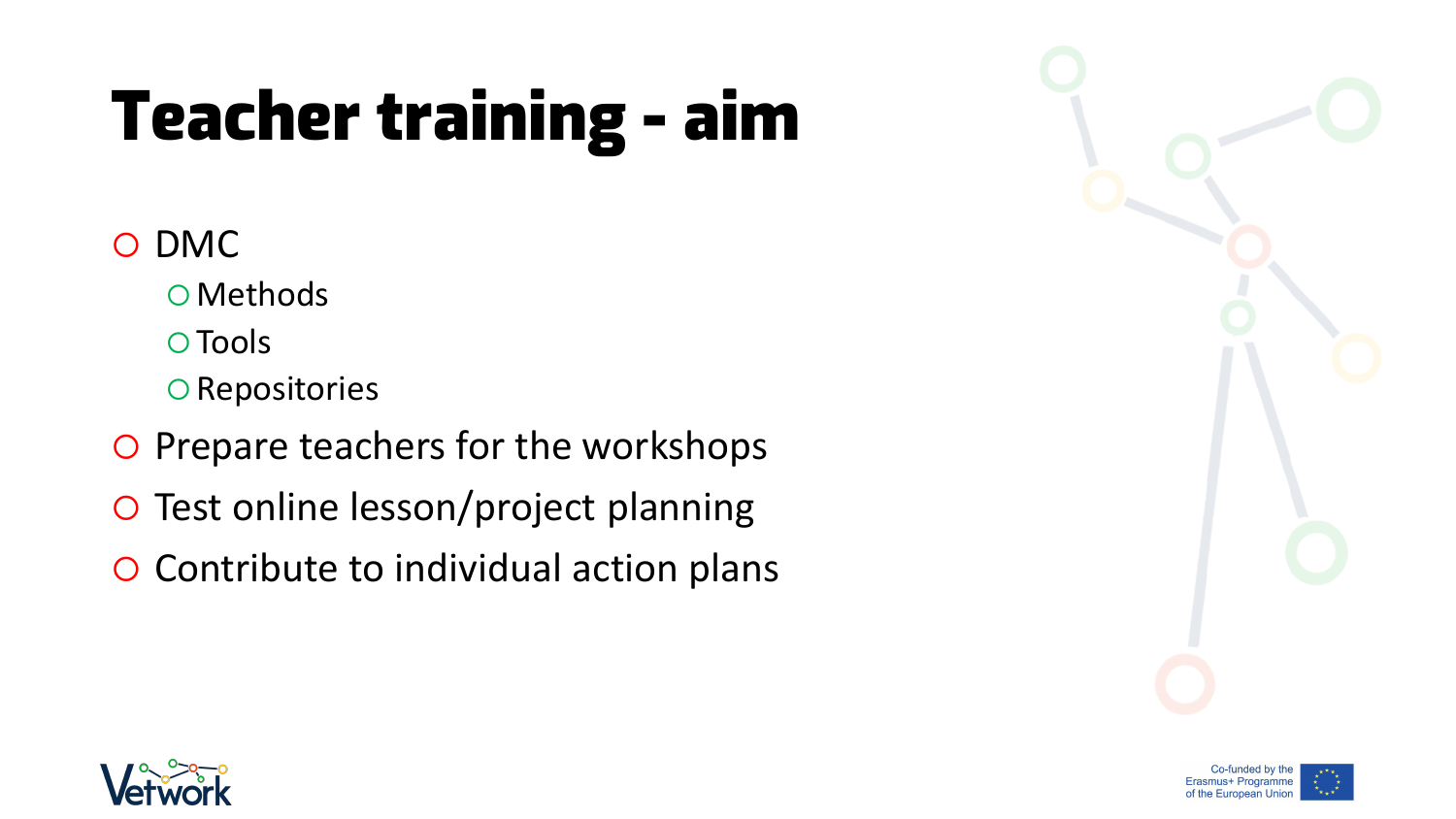# Teacher training - aim

- DMC
  - Methods
  - Tools
  - Repositories
- Prepare teachers for the workshops
- Test online lesson/project planning
- Contribute to individual action plans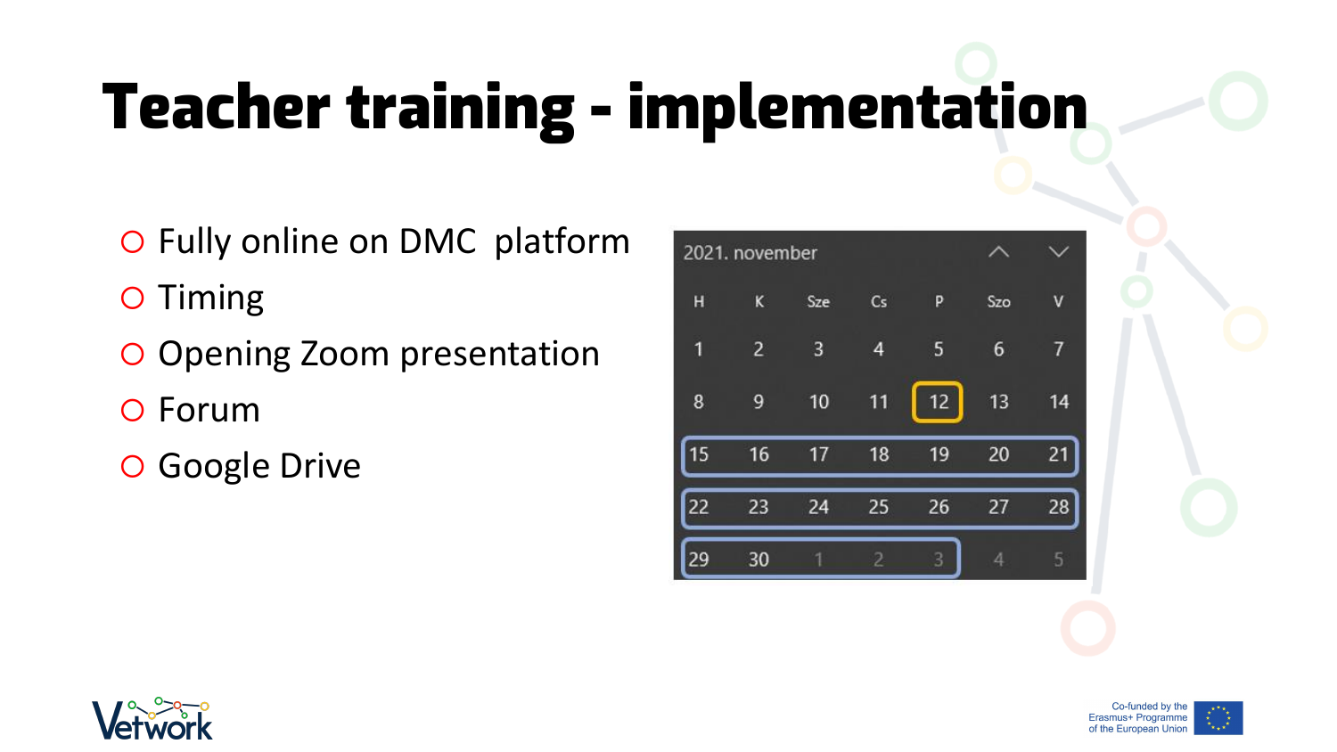# Teacher training - implementation

- Fully online on DMC platform
- Timing
- Opening Zoom presentation
- Forum
- Google Drive

2021. november

| H | K | Sze | Cs | P | Szo | V |
|---|---|---|---|---|---|---|
| 1 | 2 | 3 | 4 | 5 | 6 | 7 |
| 8 | 9 | 10 | 11 | 12 | 13 | 14 |
| 15 | 16 | 17 | 18 | 19 | 20 | 21 |
| 22 | 23 | 24 | 25 | 26 | 27 | 28 |
| 29 | 30 | 1 | 2 | 3 | 4 | 5 |

Vetwork

Co-funded by the Erasmus+ Programme of the European Union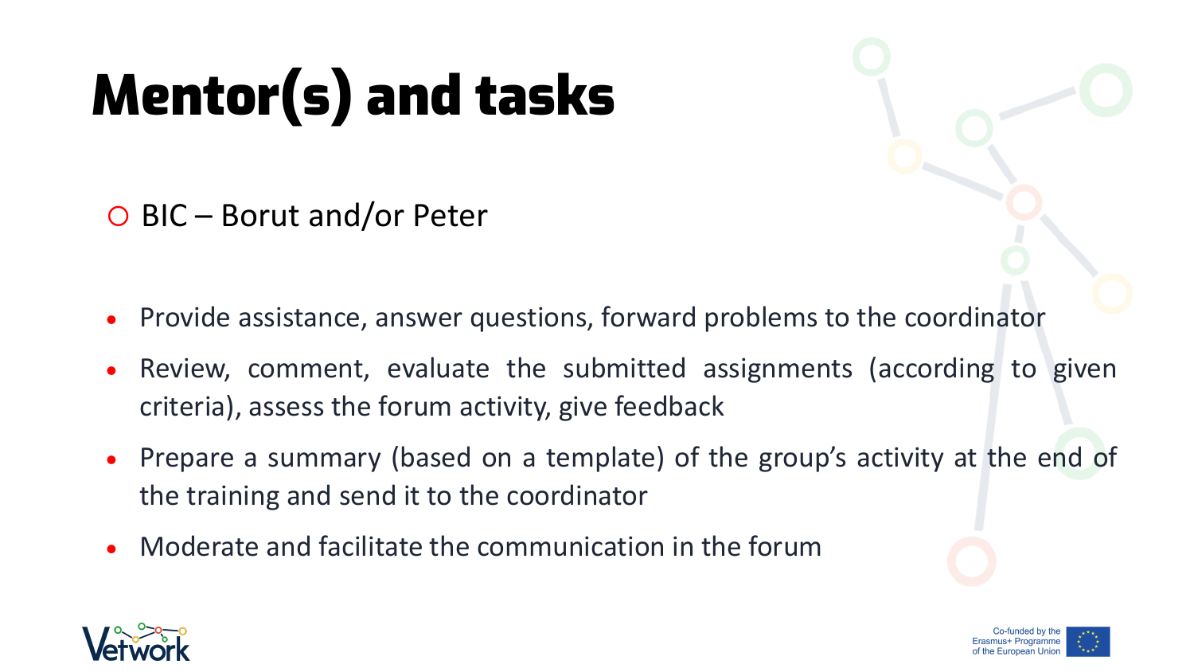# Mentor(s) and tasks

- BIC – Borut and/or Peter

- Provide assistance, answer questions, forward problems to the coordinator
- Review, comment, evaluate the submitted assignments (according to given criteria), assess the forum activity, give feedback
- Prepare a summary (based on a template) of the group's activity at the end of the training and send it to the coordinator
- Moderate and facilitate the communication in the forum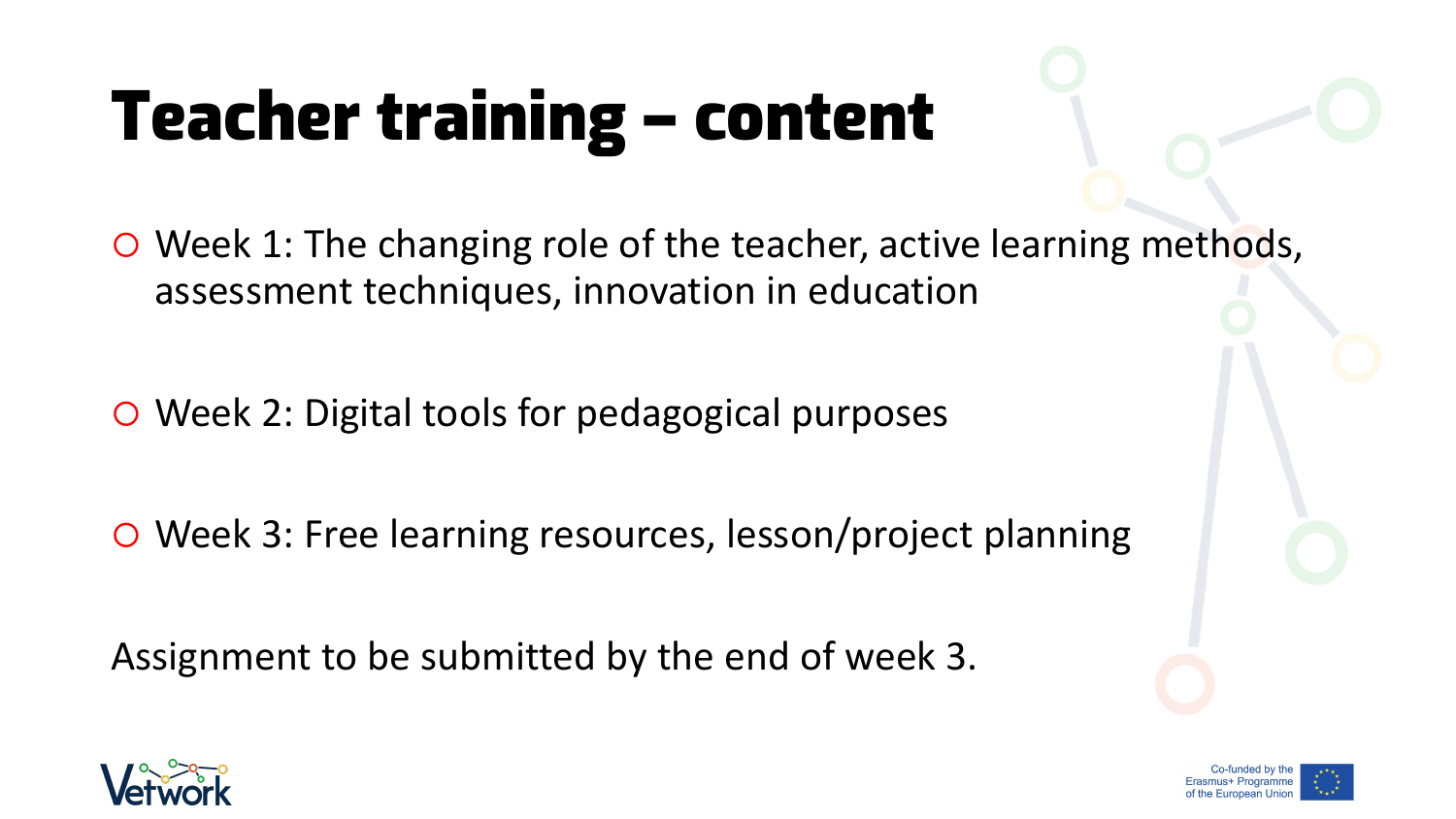# Teacher training – content

- Week 1: The changing role of the teacher, active learning methods, assessment techniques, innovation in education
- Week 2: Digital tools for pedagogical purposes
- Week 3: Free learning resources, lesson/project planning

Assignment to be submitted by the end of week 3.

Co-funded by the Erasmus+ Programme of the European Union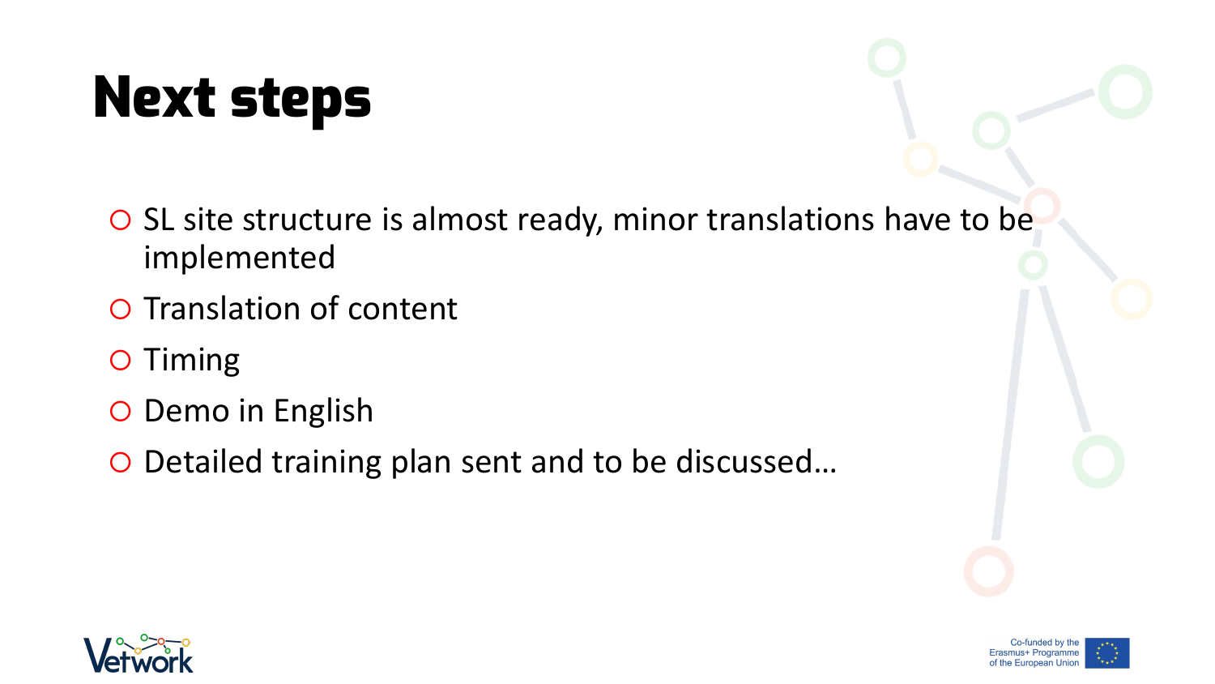# Next steps

- SL site structure is almost ready, minor translations have to be implemented
- Translation of content
- Timing
- Demo in English
- Detailed training plan sent and to be discussed…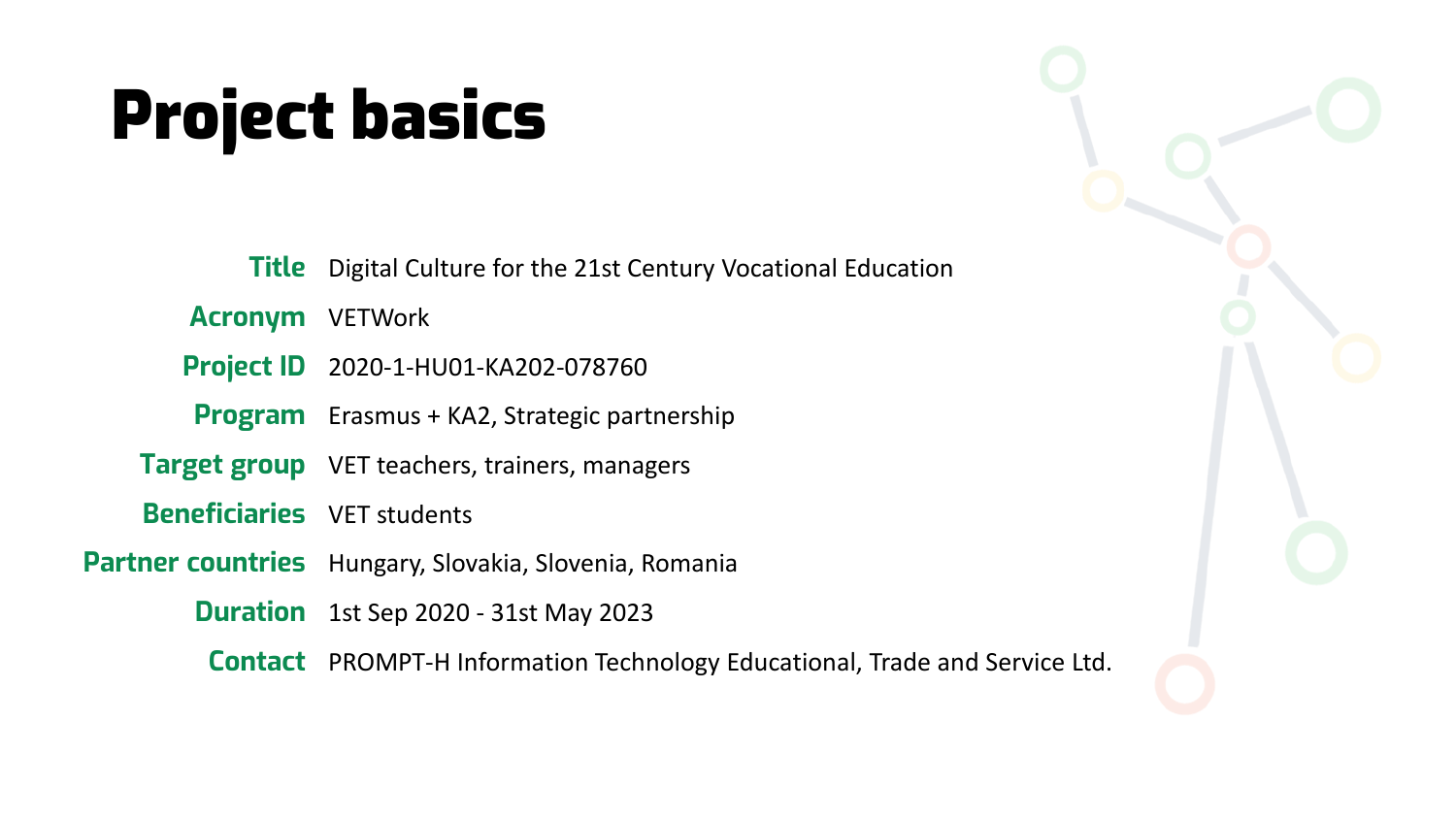# Project basics

| | |
|---|---|
| **Title** | Digital Culture for the 21st Century Vocational Education |
| **Acronym** | VETWork |
| **Project ID** | 2020-1-HU01-KA202-078760 |
| **Program** | Erasmus + KA2, Strategic partnership |
| **Target group** | VET teachers, trainers, managers |
| **Beneficiaries** | VET students |
| **Partner countries** | Hungary, Slovakia, Slovenia, Romania |
| **Duration** | 1st Sep 2020 - 31st May 2023 |
| **Contact** | PROMPT-H Information Technology Educational, Trade and Service Ltd. |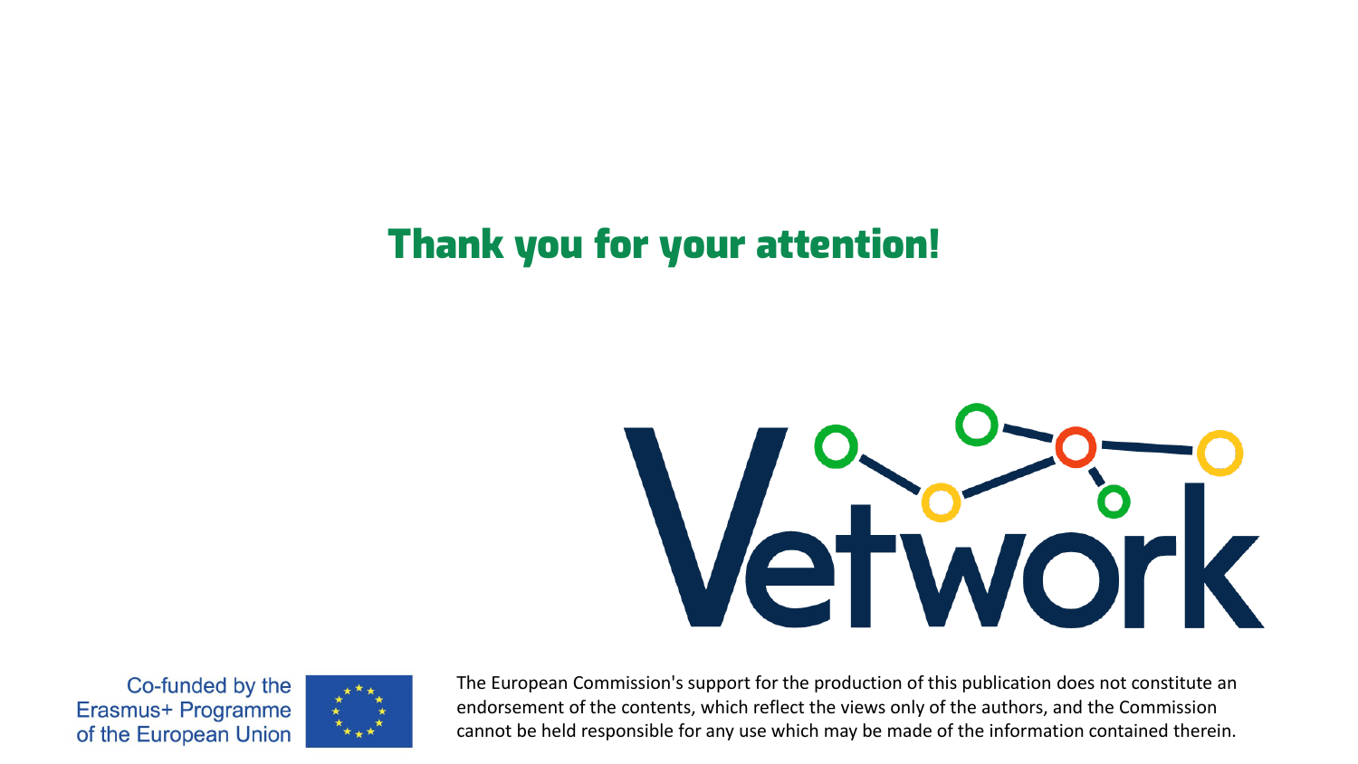# Thank you for your attention!

Vetwork

Co-funded by the Erasmus+ Programme of the European Union

The European Commission's support for the production of this publication does not constitute an endorsement of the contents, which reflect the views only of the authors, and the Commission cannot be held responsible for any use which may be made of the information contained therein.